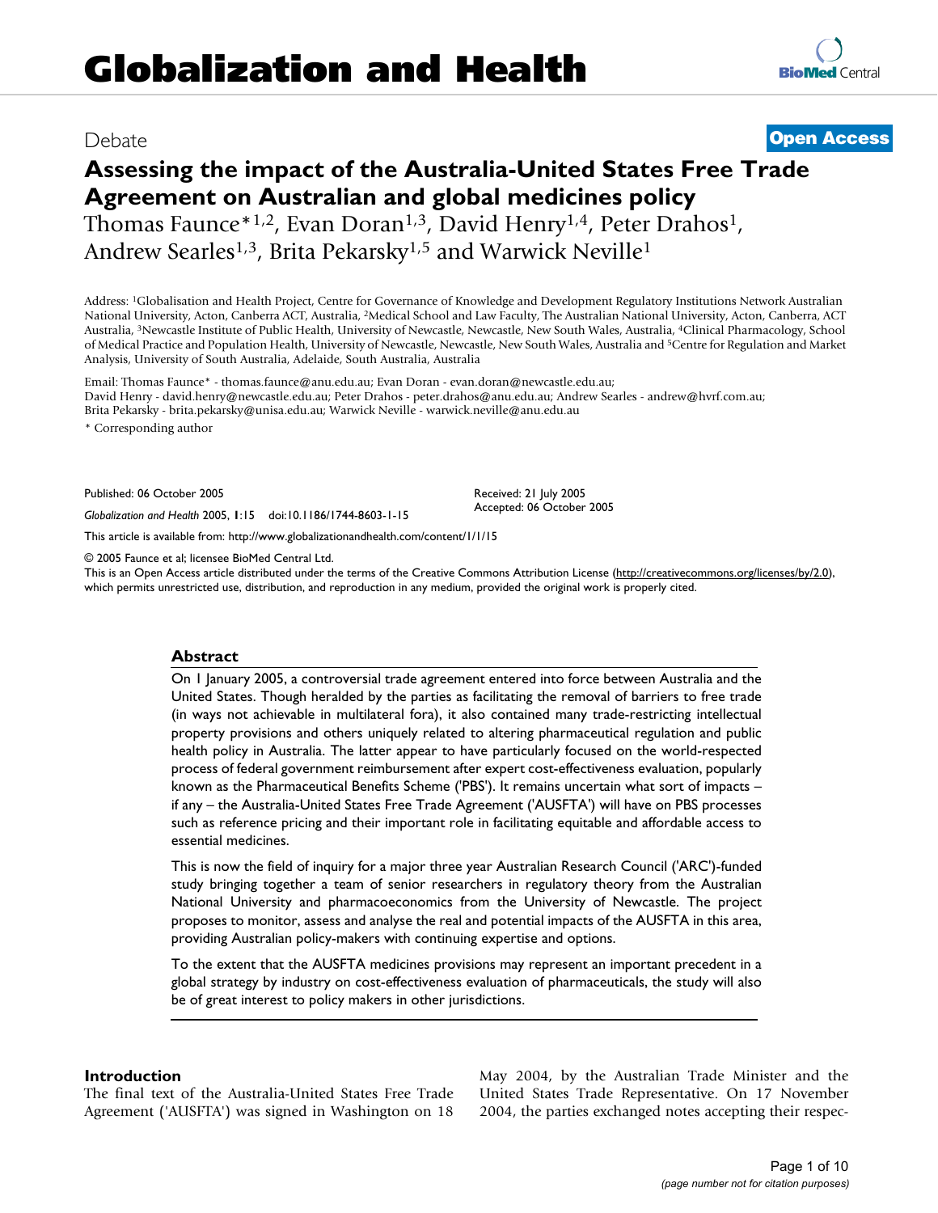# Globalization and Health

Debate

**Open Access**

# Assessing the impact of the Australia-United States Free Trade Agreement on Australian and global medicines policy

Thomas Faunce*[1,2], Evan Doran[1,3], David Henry[1,4], Peter Drahos[1], Andrew Searles[1,3], Brita Pekarsky[1,5] and Warwick Neville[1]

Address: [1]Globalisation and Health Project, Centre for Governance of Knowledge and Development Regulatory Institutions Network Australian National University, Acton, Canberra ACT, Australia, [2]Medical School and Law Faculty, The Australian National University, Acton, Canberra, ACT Australia, [3]Newcastle Institute of Public Health, University of Newcastle, Newcastle, New South Wales, Australia, [4]Clinical Pharmacology, School of Medical Practice and Population Health, University of Newcastle, Newcastle, New South Wales, Australia and [5]Centre for Regulation and Market Analysis, University of South Australia, Adelaide, South Australia, Australia

Email: Thomas Faunce* - thomas.faunce@anu.edu.au; Evan Doran - evan.doran@newcastle.edu.au; David Henry - david.henry@newcastle.edu.au; Peter Drahos - peter.drahos@anu.edu.au; Andrew Searles - andrew@hvrf.com.au; Brita Pekarsky - brita.pekarsky@unisa.edu.au; Warwick Neville - warwick.neville@anu.edu.au

\* Corresponding author

Published: 06 October 2005

*Globalization and Health* 2005, **1**:15 doi:10.1186/1744-8603-1-15

Received: 21 July 2005
Accepted: 06 October 2005

This article is available from: http://www.globalizationandhealth.com/content/1/1/15

© 2005 Faunce et al; licensee BioMed Central Ltd.
This is an Open Access article distributed under the terms of the Creative Commons Attribution License (http://creativecommons.org/licenses/by/2.0), which permits unrestricted use, distribution, and reproduction in any medium, provided the original work is properly cited.

## Abstract

On 1 January 2005, a controversial trade agreement entered into force between Australia and the United States. Though heralded by the parties as facilitating the removal of barriers to free trade (in ways not achievable in multilateral fora), it also contained many trade-restricting intellectual property provisions and others uniquely related to altering pharmaceutical regulation and public health policy in Australia. The latter appear to have particularly focused on the world-respected process of federal government reimbursement after expert cost-effectiveness evaluation, popularly known as the Pharmaceutical Benefits Scheme ('PBS'). It remains uncertain what sort of impacts – if any – the Australia-United States Free Trade Agreement ('AUSFTA') will have on PBS processes such as reference pricing and their important role in facilitating equitable and affordable access to essential medicines.

This is now the field of inquiry for a major three year Australian Research Council ('ARC')-funded study bringing together a team of senior researchers in regulatory theory from the Australian National University and pharmacoeconomics from the University of Newcastle. The project proposes to monitor, assess and analyse the real and potential impacts of the AUSFTA in this area, providing Australian policy-makers with continuing expertise and options.

To the extent that the AUSFTA medicines provisions may represent an important precedent in a global strategy by industry on cost-effectiveness evaluation of pharmaceuticals, the study will also be of great interest to policy makers in other jurisdictions.

## Introduction

The final text of the Australia-United States Free Trade Agreement ('AUSFTA') was signed in Washington on 18 May 2004, by the Australian Trade Minister and the United States Trade Representative. On 17 November 2004, the parties exchanged notes accepting their respec-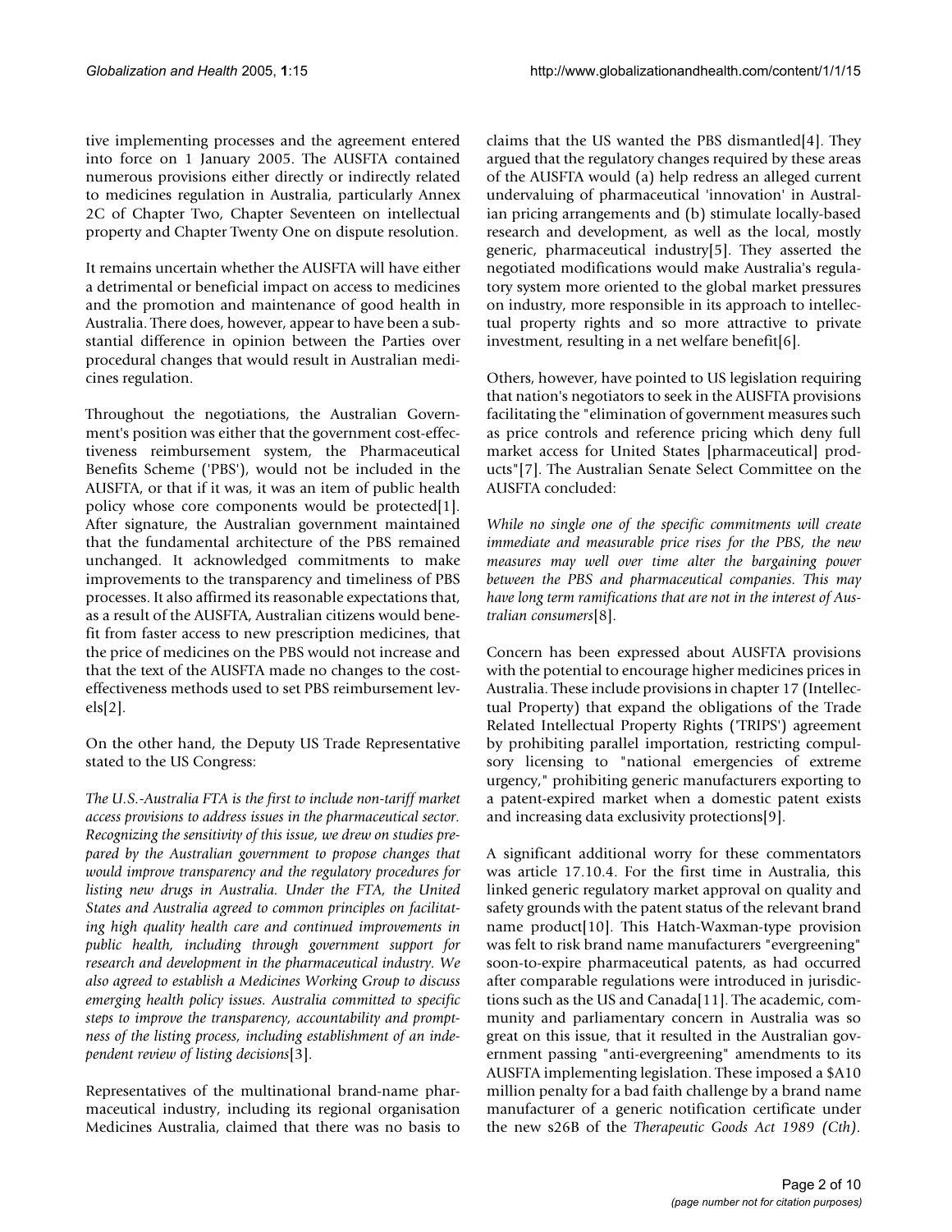tive implementing processes and the agreement entered into force on 1 January 2005. The AUSFTA contained numerous provisions either directly or indirectly related to medicines regulation in Australia, particularly Annex 2C of Chapter Two, Chapter Seventeen on intellectual property and Chapter Twenty One on dispute resolution.

It remains uncertain whether the AUSFTA will have either a detrimental or beneficial impact on access to medicines and the promotion and maintenance of good health in Australia. There does, however, appear to have been a substantial difference in opinion between the Parties over procedural changes that would result in Australian medicines regulation.

Throughout the negotiations, the Australian Government's position was either that the government cost-effectiveness reimbursement system, the Pharmaceutical Benefits Scheme ('PBS'), would not be included in the AUSFTA, or that if it was, it was an item of public health policy whose core components would be protected[1]. After signature, the Australian government maintained that the fundamental architecture of the PBS remained unchanged. It acknowledged commitments to make improvements to the transparency and timeliness of PBS processes. It also affirmed its reasonable expectations that, as a result of the AUSFTA, Australian citizens would benefit from faster access to new prescription medicines, that the price of medicines on the PBS would not increase and that the text of the AUSFTA made no changes to the cost-effectiveness methods used to set PBS reimbursement levels[2].

On the other hand, the Deputy US Trade Representative stated to the US Congress:

*The U.S.-Australia FTA is the first to include non-tariff market access provisions to address issues in the pharmaceutical sector. Recognizing the sensitivity of this issue, we drew on studies prepared by the Australian government to propose changes that would improve transparency and the regulatory procedures for listing new drugs in Australia. Under the FTA, the United States and Australia agreed to common principles on facilitating high quality health care and continued improvements in public health, including through government support for research and development in the pharmaceutical industry. We also agreed to establish a Medicines Working Group to discuss emerging health policy issues. Australia committed to specific steps to improve the transparency, accountability and promptness of the listing process, including establishment of an independent review of listing decisions*[3].

Representatives of the multinational brand-name pharmaceutical industry, including its regional organisation Medicines Australia, claimed that there was no basis to claims that the US wanted the PBS dismantled[4]. They argued that the regulatory changes required by these areas of the AUSFTA would (a) help redress an alleged current undervaluing of pharmaceutical 'innovation' in Australian pricing arrangements and (b) stimulate locally-based research and development, as well as the local, mostly generic, pharmaceutical industry[5]. They asserted the negotiated modifications would make Australia's regulatory system more oriented to the global market pressures on industry, more responsible in its approach to intellectual property rights and so more attractive to private investment, resulting in a net welfare benefit[6].

Others, however, have pointed to US legislation requiring that nation's negotiators to seek in the AUSFTA provisions facilitating the "elimination of government measures such as price controls and reference pricing which deny full market access for United States [pharmaceutical] products"[7]. The Australian Senate Select Committee on the AUSFTA concluded:

*While no single one of the specific commitments will create immediate and measurable price rises for the PBS, the new measures may well over time alter the bargaining power between the PBS and pharmaceutical companies. This may have long term ramifications that are not in the interest of Australian consumers*[8].

Concern has been expressed about AUSFTA provisions with the potential to encourage higher medicines prices in Australia. These include provisions in chapter 17 (Intellectual Property) that expand the obligations of the Trade Related Intellectual Property Rights ('TRIPS') agreement by prohibiting parallel importation, restricting compulsory licensing to "national emergencies of extreme urgency," prohibiting generic manufacturers exporting to a patent-expired market when a domestic patent exists and increasing data exclusivity protections[9].

A significant additional worry for these commentators was article 17.10.4. For the first time in Australia, this linked generic regulatory market approval on quality and safety grounds with the patent status of the relevant brand name product[10]. This Hatch-Waxman-type provision was felt to risk brand name manufacturers "evergreening" soon-to-expire pharmaceutical patents, as had occurred after comparable regulations were introduced in jurisdictions such as the US and Canada[11]. The academic, community and parliamentary concern in Australia was so great on this issue, that it resulted in the Australian government passing "anti-evergreening" amendments to its AUSFTA implementing legislation. These imposed a $A10 million penalty for a bad faith challenge by a brand name manufacturer of a generic notification certificate under the new s26B of the *Therapeutic Goods Act 1989 (Cth)*.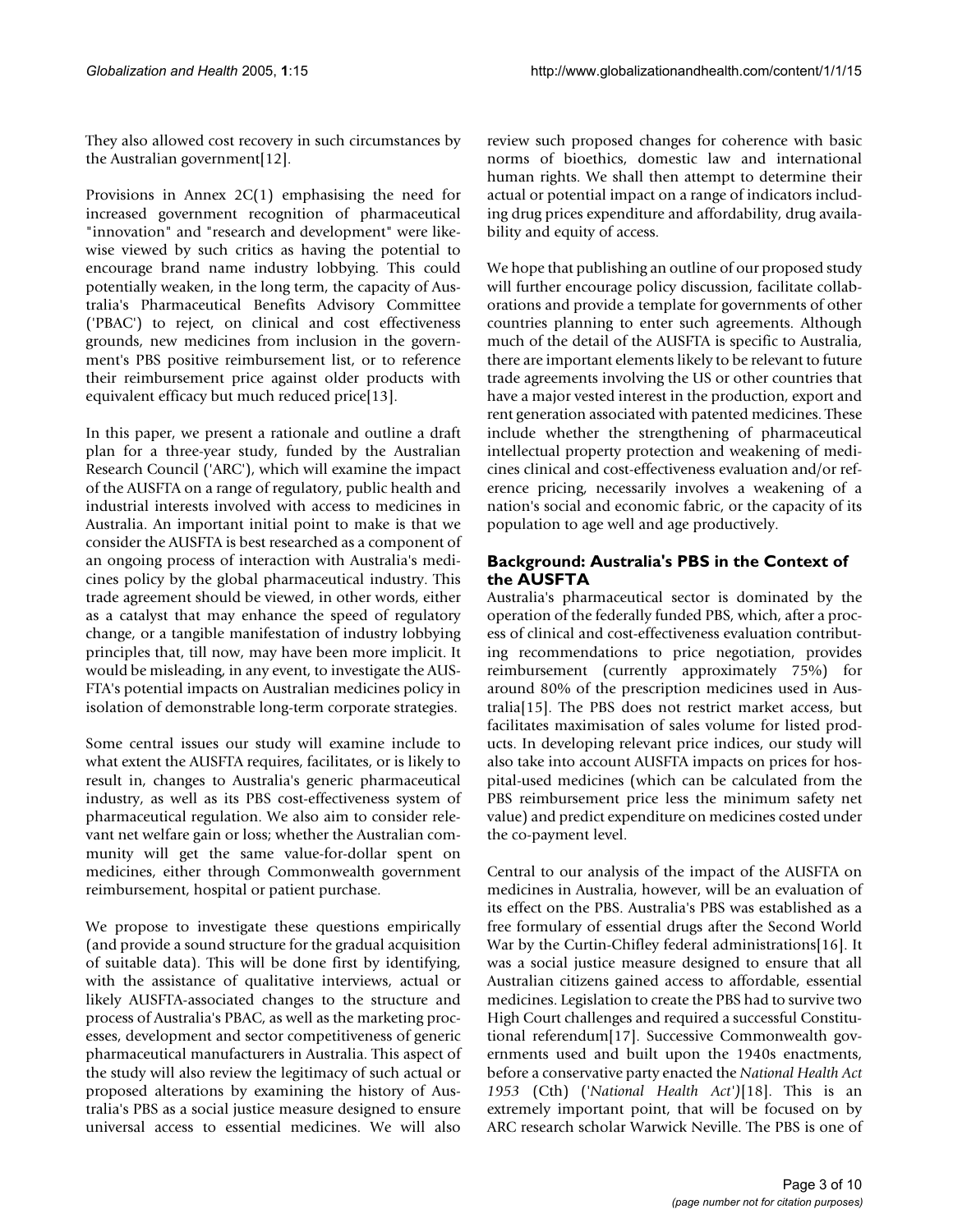They also allowed cost recovery in such circumstances by the Australian government[12].

Provisions in Annex 2C(1) emphasising the need for increased government recognition of pharmaceutical "innovation" and "research and development" were likewise viewed by such critics as having the potential to encourage brand name industry lobbying. This could potentially weaken, in the long term, the capacity of Australia's Pharmaceutical Benefits Advisory Committee ('PBAC') to reject, on clinical and cost effectiveness grounds, new medicines from inclusion in the government's PBS positive reimbursement list, or to reference their reimbursement price against older products with equivalent efficacy but much reduced price[13].

In this paper, we present a rationale and outline a draft plan for a three-year study, funded by the Australian Research Council ('ARC'), which will examine the impact of the AUSFTA on a range of regulatory, public health and industrial interests involved with access to medicines in Australia. An important initial point to make is that we consider the AUSFTA is best researched as a component of an ongoing process of interaction with Australia's medicines policy by the global pharmaceutical industry. This trade agreement should be viewed, in other words, either as a catalyst that may enhance the speed of regulatory change, or a tangible manifestation of industry lobbying principles that, till now, may have been more implicit. It would be misleading, in any event, to investigate the AUSFTA's potential impacts on Australian medicines policy in isolation of demonstrable long-term corporate strategies.

Some central issues our study will examine include to what extent the AUSFTA requires, facilitates, or is likely to result in, changes to Australia's generic pharmaceutical industry, as well as its PBS cost-effectiveness system of pharmaceutical regulation. We also aim to consider relevant net welfare gain or loss; whether the Australian community will get the same value-for-dollar spent on medicines, either through Commonwealth government reimbursement, hospital or patient purchase.

We propose to investigate these questions empirically (and provide a sound structure for the gradual acquisition of suitable data). This will be done first by identifying, with the assistance of qualitative interviews, actual or likely AUSFTA-associated changes to the structure and process of Australia's PBAC, as well as the marketing processes, development and sector competitiveness of generic pharmaceutical manufacturers in Australia. This aspect of the study will also review the legitimacy of such actual or proposed alterations by examining the history of Australia's PBS as a social justice measure designed to ensure universal access to essential medicines. We will also review such proposed changes for coherence with basic norms of bioethics, domestic law and international human rights. We shall then attempt to determine their actual or potential impact on a range of indicators including drug prices expenditure and affordability, drug availability and equity of access.

We hope that publishing an outline of our proposed study will further encourage policy discussion, facilitate collaborations and provide a template for governments of other countries planning to enter such agreements. Although much of the detail of the AUSFTA is specific to Australia, there are important elements likely to be relevant to future trade agreements involving the US or other countries that have a major vested interest in the production, export and rent generation associated with patented medicines. These include whether the strengthening of pharmaceutical intellectual property protection and weakening of medicines clinical and cost-effectiveness evaluation and/or reference pricing, necessarily involves a weakening of a nation's social and economic fabric, or the capacity of its population to age well and age productively.

## Background: Australia's PBS in the Context of the AUSFTA

Australia's pharmaceutical sector is dominated by the operation of the federally funded PBS, which, after a process of clinical and cost-effectiveness evaluation contributing recommendations to price negotiation, provides reimbursement (currently approximately 75%) for around 80% of the prescription medicines used in Australia[15]. The PBS does not restrict market access, but facilitates maximisation of sales volume for listed products. In developing relevant price indices, our study will also take into account AUSFTA impacts on prices for hospital-used medicines (which can be calculated from the PBS reimbursement price less the minimum safety net value) and predict expenditure on medicines costed under the co-payment level.

Central to our analysis of the impact of the AUSFTA on medicines in Australia, however, will be an evaluation of its effect on the PBS. Australia's PBS was established as a free formulary of essential drugs after the Second World War by the Curtin-Chifley federal administrations[16]. It was a social justice measure designed to ensure that all Australian citizens gained access to affordable, essential medicines. Legislation to create the PBS had to survive two High Court challenges and required a successful Constitutional referendum[17]. Successive Commonwealth governments used and built upon the 1940s enactments, before a conservative party enacted the *National Health Act 1953* (Cth) (*'National Health Act'*)[18]. This is an extremely important point, that will be focused on by ARC research scholar Warwick Neville. The PBS is one of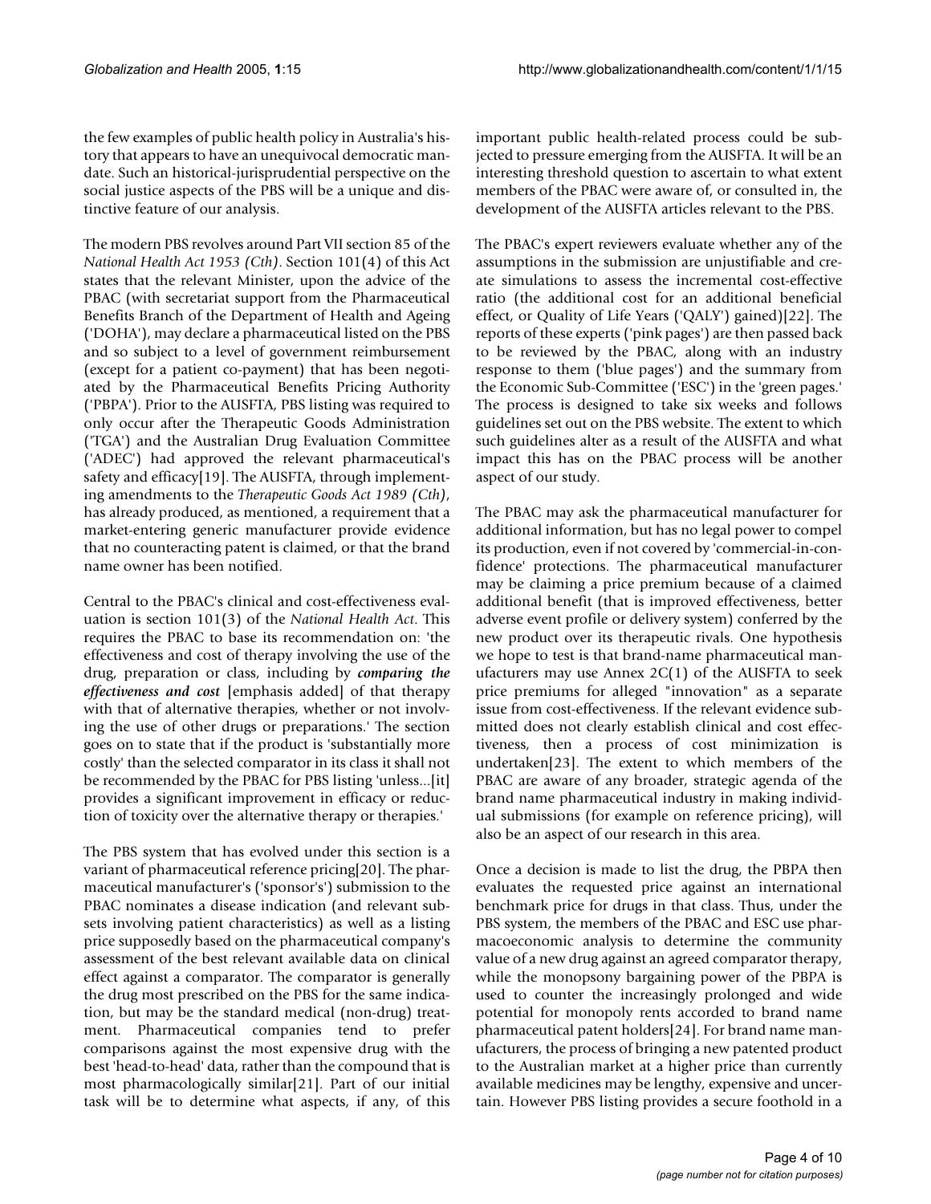the few examples of public health policy in Australia's history that appears to have an unequivocal democratic mandate. Such an historical-jurisprudential perspective on the social justice aspects of the PBS will be a unique and distinctive feature of our analysis.

The modern PBS revolves around Part VII section 85 of the *National Health Act 1953 (Cth)*. Section 101(4) of this Act states that the relevant Minister, upon the advice of the PBAC (with secretariat support from the Pharmaceutical Benefits Branch of the Department of Health and Ageing ('DOHA'), may declare a pharmaceutical listed on the PBS and so subject to a level of government reimbursement (except for a patient co-payment) that has been negotiated by the Pharmaceutical Benefits Pricing Authority ('PBPA'). Prior to the AUSFTA, PBS listing was required to only occur after the Therapeutic Goods Administration ('TGA') and the Australian Drug Evaluation Committee ('ADEC') had approved the relevant pharmaceutical's safety and efficacy[19]. The AUSFTA, through implementing amendments to the *Therapeutic Goods Act 1989 (Cth)*, has already produced, as mentioned, a requirement that a market-entering generic manufacturer provide evidence that no counteracting patent is claimed, or that the brand name owner has been notified.

Central to the PBAC's clinical and cost-effectiveness evaluation is section 101(3) of the *National Health Act*. This requires the PBAC to base its recommendation on: 'the effectiveness and cost of therapy involving the use of the drug, preparation or class, including by ***comparing the effectiveness and cost*** [emphasis added] of that therapy with that of alternative therapies, whether or not involving the use of other drugs or preparations.' The section goes on to state that if the product is 'substantially more costly' than the selected comparator in its class it shall not be recommended by the PBAC for PBS listing 'unless...[it] provides a significant improvement in efficacy or reduction of toxicity over the alternative therapy or therapies.'

The PBS system that has evolved under this section is a variant of pharmaceutical reference pricing[20]. The pharmaceutical manufacturer's ('sponsor's') submission to the PBAC nominates a disease indication (and relevant subsets involving patient characteristics) as well as a listing price supposedly based on the pharmaceutical company's assessment of the best relevant available data on clinical effect against a comparator. The comparator is generally the drug most prescribed on the PBS for the same indication, but may be the standard medical (non-drug) treatment. Pharmaceutical companies tend to prefer comparisons against the most expensive drug with the best 'head-to-head' data, rather than the compound that is most pharmacologically similar[21]. Part of our initial task will be to determine what aspects, if any, of this important public health-related process could be subjected to pressure emerging from the AUSFTA. It will be an interesting threshold question to ascertain to what extent members of the PBAC were aware of, or consulted in, the development of the AUSFTA articles relevant to the PBS.

The PBAC's expert reviewers evaluate whether any of the assumptions in the submission are unjustifiable and create simulations to assess the incremental cost-effective ratio (the additional cost for an additional beneficial effect, or Quality of Life Years ('QALY') gained)[22]. The reports of these experts ('pink pages') are then passed back to be reviewed by the PBAC, along with an industry response to them ('blue pages') and the summary from the Economic Sub-Committee ('ESC') in the 'green pages.' The process is designed to take six weeks and follows guidelines set out on the PBS website. The extent to which such guidelines alter as a result of the AUSFTA and what impact this has on the PBAC process will be another aspect of our study.

The PBAC may ask the pharmaceutical manufacturer for additional information, but has no legal power to compel its production, even if not covered by 'commercial-in-confidence' protections. The pharmaceutical manufacturer may be claiming a price premium because of a claimed additional benefit (that is improved effectiveness, better adverse event profile or delivery system) conferred by the new product over its therapeutic rivals. One hypothesis we hope to test is that brand-name pharmaceutical manufacturers may use Annex 2C(1) of the AUSFTA to seek price premiums for alleged "innovation" as a separate issue from cost-effectiveness. If the relevant evidence submitted does not clearly establish clinical and cost effectiveness, then a process of cost minimization is undertaken[23]. The extent to which members of the PBAC are aware of any broader, strategic agenda of the brand name pharmaceutical industry in making individual submissions (for example on reference pricing), will also be an aspect of our research in this area.

Once a decision is made to list the drug, the PBPA then evaluates the requested price against an international benchmark price for drugs in that class. Thus, under the PBS system, the members of the PBAC and ESC use pharmacoeconomic analysis to determine the community value of a new drug against an agreed comparator therapy, while the monopsony bargaining power of the PBPA is used to counter the increasingly prolonged and wide potential for monopoly rents accorded to brand name pharmaceutical patent holders[24]. For brand name manufacturers, the process of bringing a new patented product to the Australian market at a higher price than currently available medicines may be lengthy, expensive and uncertain. However PBS listing provides a secure foothold in a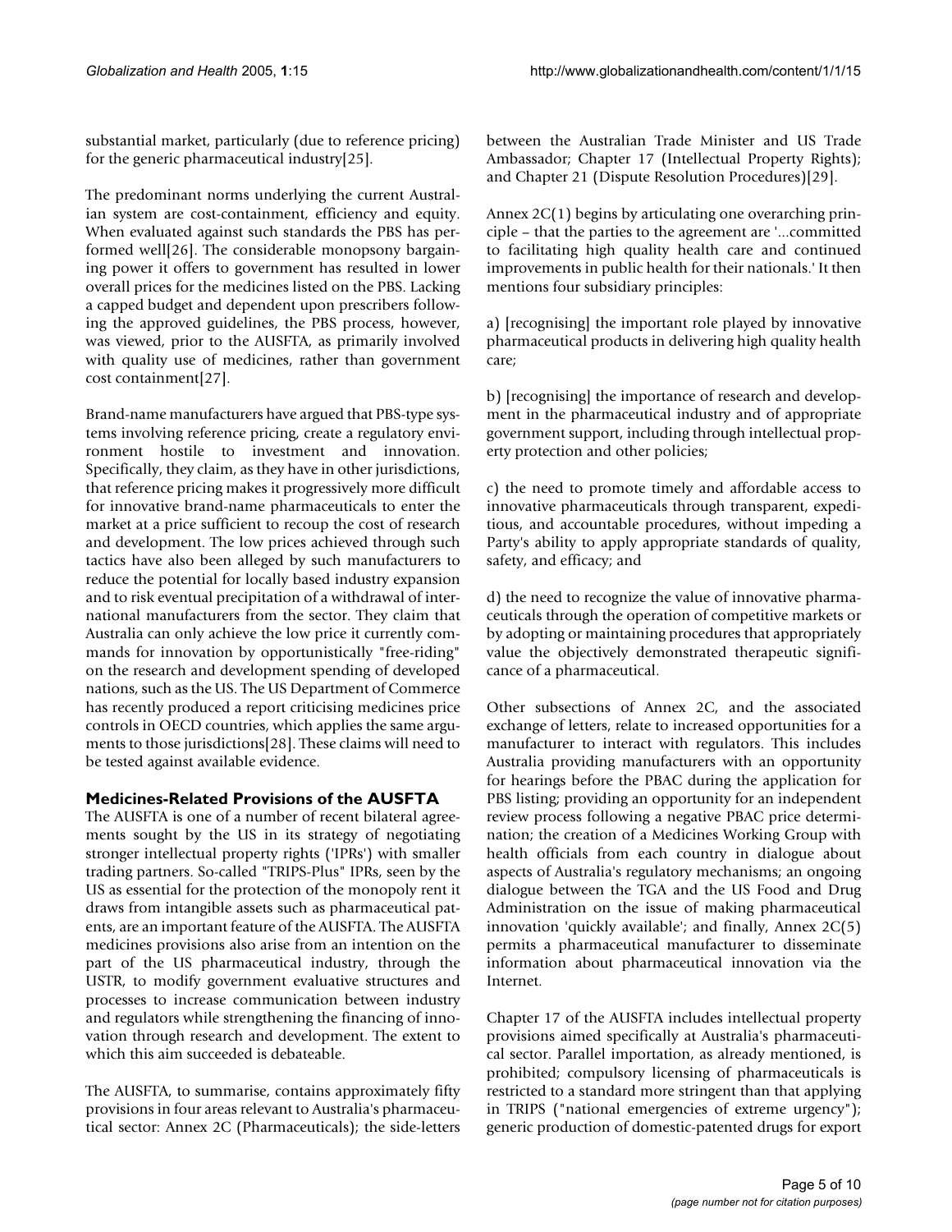substantial market, particularly (due to reference pricing) for the generic pharmaceutical industry[25].

The predominant norms underlying the current Australian system are cost-containment, efficiency and equity. When evaluated against such standards the PBS has performed well[26]. The considerable monopsony bargaining power it offers to government has resulted in lower overall prices for the medicines listed on the PBS. Lacking a capped budget and dependent upon prescribers following the approved guidelines, the PBS process, however, was viewed, prior to the AUSFTA, as primarily involved with quality use of medicines, rather than government cost containment[27].

Brand-name manufacturers have argued that PBS-type systems involving reference pricing, create a regulatory environment hostile to investment and innovation. Specifically, they claim, as they have in other jurisdictions, that reference pricing makes it progressively more difficult for innovative brand-name pharmaceuticals to enter the market at a price sufficient to recoup the cost of research and development. The low prices achieved through such tactics have also been alleged by such manufacturers to reduce the potential for locally based industry expansion and to risk eventual precipitation of a withdrawal of international manufacturers from the sector. They claim that Australia can only achieve the low price it currently commands for innovation by opportunistically "free-riding" on the research and development spending of developed nations, such as the US. The US Department of Commerce has recently produced a report criticising medicines price controls in OECD countries, which applies the same arguments to those jurisdictions[28]. These claims will need to be tested against available evidence.

## Medicines-Related Provisions of the AUSFTA

The AUSFTA is one of a number of recent bilateral agreements sought by the US in its strategy of negotiating stronger intellectual property rights ('IPRs') with smaller trading partners. So-called "TRIPS-Plus" IPRs, seen by the US as essential for the protection of the monopoly rent it draws from intangible assets such as pharmaceutical patents, are an important feature of the AUSFTA. The AUSFTA medicines provisions also arise from an intention on the part of the US pharmaceutical industry, through the USTR, to modify government evaluative structures and processes to increase communication between industry and regulators while strengthening the financing of innovation through research and development. The extent to which this aim succeeded is debateable.

The AUSFTA, to summarise, contains approximately fifty provisions in four areas relevant to Australia's pharmaceutical sector: Annex 2C (Pharmaceuticals); the side-letters between the Australian Trade Minister and US Trade Ambassador; Chapter 17 (Intellectual Property Rights); and Chapter 21 (Dispute Resolution Procedures)[29].

Annex 2C(1) begins by articulating one overarching principle – that the parties to the agreement are '...committed to facilitating high quality health care and continued improvements in public health for their nationals.' It then mentions four subsidiary principles:

a) [recognising] the important role played by innovative pharmaceutical products in delivering high quality health care;

b) [recognising] the importance of research and development in the pharmaceutical industry and of appropriate government support, including through intellectual property protection and other policies;

c) the need to promote timely and affordable access to innovative pharmaceuticals through transparent, expeditious, and accountable procedures, without impeding a Party's ability to apply appropriate standards of quality, safety, and efficacy; and

d) the need to recognize the value of innovative pharmaceuticals through the operation of competitive markets or by adopting or maintaining procedures that appropriately value the objectively demonstrated therapeutic significance of a pharmaceutical.

Other subsections of Annex 2C, and the associated exchange of letters, relate to increased opportunities for a manufacturer to interact with regulators. This includes Australia providing manufacturers with an opportunity for hearings before the PBAC during the application for PBS listing; providing an opportunity for an independent review process following a negative PBAC price determination; the creation of a Medicines Working Group with health officials from each country in dialogue about aspects of Australia's regulatory mechanisms; an ongoing dialogue between the TGA and the US Food and Drug Administration on the issue of making pharmaceutical innovation 'quickly available'; and finally, Annex 2C(5) permits a pharmaceutical manufacturer to disseminate information about pharmaceutical innovation via the Internet.

Chapter 17 of the AUSFTA includes intellectual property provisions aimed specifically at Australia's pharmaceutical sector. Parallel importation, as already mentioned, is prohibited; compulsory licensing of pharmaceuticals is restricted to a standard more stringent than that applying in TRIPS ("national emergencies of extreme urgency"); generic production of domestic-patented drugs for export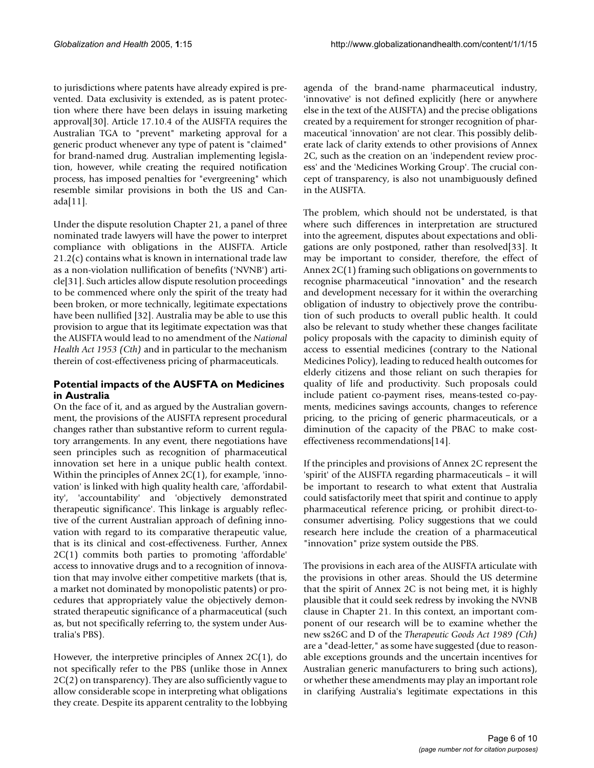to jurisdictions where patents have already expired is prevented. Data exclusivity is extended, as is patent protection where there have been delays in issuing marketing approval[30]. Article 17.10.4 of the AUSFTA requires the Australian TGA to "prevent" marketing approval for a generic product whenever any type of patent is "claimed" for brand-named drug. Australian implementing legislation, however, while creating the required notification process, has imposed penalties for "evergreening" which resemble similar provisions in both the US and Canada[11].

Under the dispute resolution Chapter 21, a panel of three nominated trade lawyers will have the power to interpret compliance with obligations in the AUSFTA. Article 21.2(c) contains what is known in international trade law as a non-violation nullification of benefits ('NVNB') article[31]. Such articles allow dispute resolution proceedings to be commenced where only the spirit of the treaty had been broken, or more technically, legitimate expectations have been nullified [32]. Australia may be able to use this provision to argue that its legitimate expectation was that the AUSFTA would lead to no amendment of the *National Health Act 1953 (Cth)* and in particular to the mechanism therein of cost-effectiveness pricing of pharmaceuticals.

### Potential impacts of the AUSFTA on Medicines in Australia

On the face of it, and as argued by the Australian government, the provisions of the AUSFTA represent procedural changes rather than substantive reform to current regulatory arrangements. In any event, there negotiations have seen principles such as recognition of pharmaceutical innovation set here in a unique public health context. Within the principles of Annex 2C(1), for example, 'innovation' is linked with high quality health care, 'affordability', 'accountability' and 'objectively demonstrated therapeutic significance'. This linkage is arguably reflective of the current Australian approach of defining innovation with regard to its comparative therapeutic value, that is its clinical and cost-effectiveness. Further, Annex 2C(1) commits both parties to promoting 'affordable' access to innovative drugs and to a recognition of innovation that may involve either competitive markets (that is, a market not dominated by monopolistic patents) or procedures that appropriately value the objectively demonstrated therapeutic significance of a pharmaceutical (such as, but not specifically referring to, the system under Australia's PBS).

However, the interpretive principles of Annex 2C(1), do not specifically refer to the PBS (unlike those in Annex 2C(2) on transparency). They are also sufficiently vague to allow considerable scope in interpreting what obligations they create. Despite its apparent centrality to the lobbying agenda of the brand-name pharmaceutical industry, 'innovative' is not defined explicitly (here or anywhere else in the text of the AUSFTA) and the precise obligations created by a requirement for stronger recognition of pharmaceutical 'innovation' are not clear. This possibly deliberate lack of clarity extends to other provisions of Annex 2C, such as the creation on an 'independent review process' and the 'Medicines Working Group'. The crucial concept of transparency, is also not unambiguously defined in the AUSFTA.

The problem, which should not be understated, is that where such differences in interpretation are structured into the agreement, disputes about expectations and obligations are only postponed, rather than resolved[33]. It may be important to consider, therefore, the effect of Annex 2C(1) framing such obligations on governments to recognise pharmaceutical "innovation" and the research and development necessary for it within the overarching obligation of industry to objectively prove the contribution of such products to overall public health. It could also be relevant to study whether these changes facilitate policy proposals with the capacity to diminish equity of access to essential medicines (contrary to the National Medicines Policy), leading to reduced health outcomes for elderly citizens and those reliant on such therapies for quality of life and productivity. Such proposals could include patient co-payment rises, means-tested co-payments, medicines savings accounts, changes to reference pricing, to the pricing of generic pharmaceuticals, or a diminution of the capacity of the PBAC to make cost-effectiveness recommendations[14].

If the principles and provisions of Annex 2C represent the 'spirit' of the AUSFTA regarding pharmaceuticals – it will be important to research to what extent that Australia could satisfactorily meet that spirit and continue to apply pharmaceutical reference pricing, or prohibit direct-to-consumer advertising. Policy suggestions that we could research here include the creation of a pharmaceutical "innovation" prize system outside the PBS.

The provisions in each area of the AUSFTA articulate with the provisions in other areas. Should the US determine that the spirit of Annex 2C is not being met, it is highly plausible that it could seek redress by invoking the NVNB clause in Chapter 21. In this context, an important component of our research will be to examine whether the new ss26C and D of the *Therapeutic Goods Act 1989 (Cth)* are a "dead-letter," as some have suggested (due to reasonable exceptions grounds and the uncertain incentives for Australian generic manufacturers to bring such actions), or whether these amendments may play an important role in clarifying Australia's legitimate expectations in this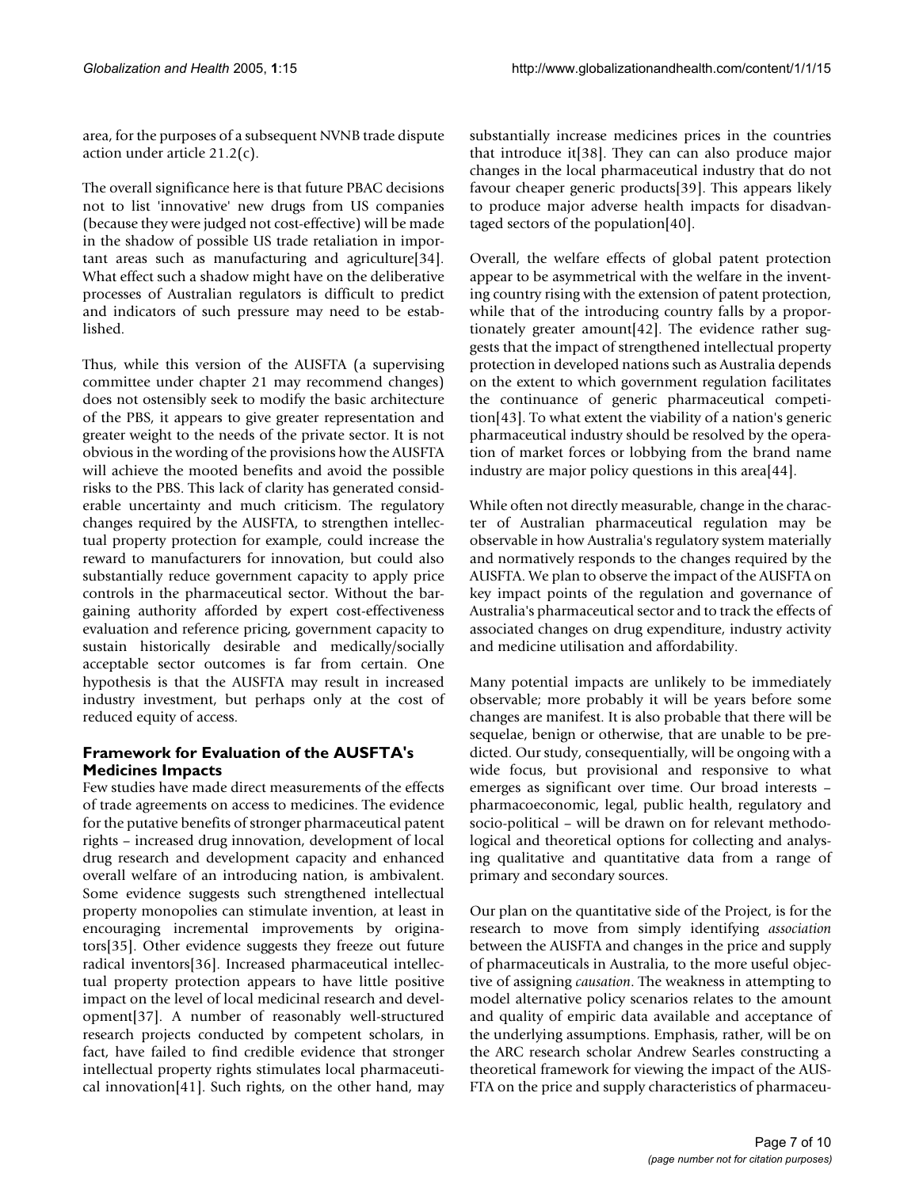area, for the purposes of a subsequent NVNB trade dispute action under article 21.2(c).

The overall significance here is that future PBAC decisions not to list 'innovative' new drugs from US companies (because they were judged not cost-effective) will be made in the shadow of possible US trade retaliation in important areas such as manufacturing and agriculture[34]. What effect such a shadow might have on the deliberative processes of Australian regulators is difficult to predict and indicators of such pressure may need to be established.

Thus, while this version of the AUSFTA (a supervising committee under chapter 21 may recommend changes) does not ostensibly seek to modify the basic architecture of the PBS, it appears to give greater representation and greater weight to the needs of the private sector. It is not obvious in the wording of the provisions how the AUSFTA will achieve the mooted benefits and avoid the possible risks to the PBS. This lack of clarity has generated considerable uncertainty and much criticism. The regulatory changes required by the AUSFTA, to strengthen intellectual property protection for example, could increase the reward to manufacturers for innovation, but could also substantially reduce government capacity to apply price controls in the pharmaceutical sector. Without the bargaining authority afforded by expert cost-effectiveness evaluation and reference pricing, government capacity to sustain historically desirable and medically/socially acceptable sector outcomes is far from certain. One hypothesis is that the AUSFTA may result in increased industry investment, but perhaps only at the cost of reduced equity of access.

## Framework for Evaluation of the AUSFTA's Medicines Impacts

Few studies have made direct measurements of the effects of trade agreements on access to medicines. The evidence for the putative benefits of stronger pharmaceutical patent rights – increased drug innovation, development of local drug research and development capacity and enhanced overall welfare of an introducing nation, is ambivalent. Some evidence suggests such strengthened intellectual property monopolies can stimulate invention, at least in encouraging incremental improvements by originators[35]. Other evidence suggests they freeze out future radical inventors[36]. Increased pharmaceutical intellectual property protection appears to have little positive impact on the level of local medicinal research and development[37]. A number of reasonably well-structured research projects conducted by competent scholars, in fact, have failed to find credible evidence that stronger intellectual property rights stimulates local pharmaceutical innovation[41]. Such rights, on the other hand, may substantially increase medicines prices in the countries that introduce it[38]. They can can also produce major changes in the local pharmaceutical industry that do not favour cheaper generic products[39]. This appears likely to produce major adverse health impacts for disadvantaged sectors of the population[40].

Overall, the welfare effects of global patent protection appear to be asymmetrical with the welfare in the inventing country rising with the extension of patent protection, while that of the introducing country falls by a proportionately greater amount[42]. The evidence rather suggests that the impact of strengthened intellectual property protection in developed nations such as Australia depends on the extent to which government regulation facilitates the continuance of generic pharmaceutical competition[43]. To what extent the viability of a nation's generic pharmaceutical industry should be resolved by the operation of market forces or lobbying from the brand name industry are major policy questions in this area[44].

While often not directly measurable, change in the character of Australian pharmaceutical regulation may be observable in how Australia's regulatory system materially and normatively responds to the changes required by the AUSFTA. We plan to observe the impact of the AUSFTA on key impact points of the regulation and governance of Australia's pharmaceutical sector and to track the effects of associated changes on drug expenditure, industry activity and medicine utilisation and affordability.

Many potential impacts are unlikely to be immediately observable; more probably it will be years before some changes are manifest. It is also probable that there will be sequelae, benign or otherwise, that are unable to be predicted. Our study, consequentially, will be ongoing with a wide focus, but provisional and responsive to what emerges as significant over time. Our broad interests – pharmacoeconomic, legal, public health, regulatory and socio-political – will be drawn on for relevant methodological and theoretical options for collecting and analysing qualitative and quantitative data from a range of primary and secondary sources.

Our plan on the quantitative side of the Project, is for the research to move from simply identifying *association* between the AUSFTA and changes in the price and supply of pharmaceuticals in Australia, to the more useful objective of assigning *causation*. The weakness in attempting to model alternative policy scenarios relates to the amount and quality of empiric data available and acceptance of the underlying assumptions. Emphasis, rather, will be on the ARC research scholar Andrew Searles constructing a theoretical framework for viewing the impact of the AUSFTA on the price and supply characteristics of pharmaceu-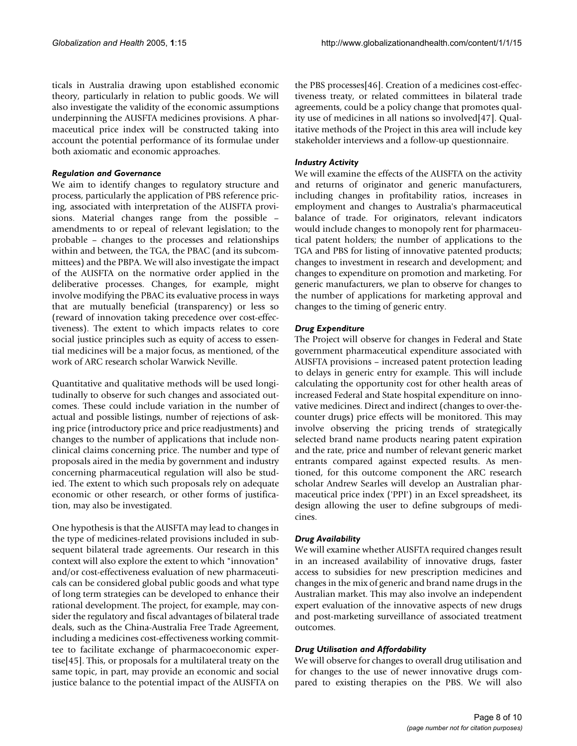ticals in Australia drawing upon established economic theory, particularly in relation to public goods. We will also investigate the validity of the economic assumptions underpinning the AUSFTA medicines provisions. A pharmaceutical price index will be constructed taking into account the potential performance of its formulae under both axiomatic and economic approaches.

### *Regulation and Governance*

We aim to identify changes to regulatory structure and process, particularly the application of PBS reference pricing, associated with interpretation of the AUSFTA provisions. Material changes range from the possible – amendments to or repeal of relevant legislation; to the probable – changes to the processes and relationships within and between, the TGA, the PBAC (and its subcommittees) and the PBPA. We will also investigate the impact of the AUSFTA on the normative order applied in the deliberative processes. Changes, for example, might involve modifying the PBAC its evaluative process in ways that are mutually beneficial (transparency) or less so (reward of innovation taking precedence over cost-effectiveness). The extent to which impacts relates to core social justice principles such as equity of access to essential medicines will be a major focus, as mentioned, of the work of ARC research scholar Warwick Neville.

Quantitative and qualitative methods will be used longitudinally to observe for such changes and associated outcomes. These could include variation in the number of actual and possible listings, number of rejections of asking price (introductory price and price readjustments) and changes to the number of applications that include non-clinical claims concerning price. The number and type of proposals aired in the media by government and industry concerning pharmaceutical regulation will also be studied. The extent to which such proposals rely on adequate economic or other research, or other forms of justification, may also be investigated.

One hypothesis is that the AUSFTA may lead to changes in the type of medicines-related provisions included in subsequent bilateral trade agreements. Our research in this context will also explore the extent to which "innovation" and/or cost-effectiveness evaluation of new pharmaceuticals can be considered global public goods and what type of long term strategies can be developed to enhance their rational development. The project, for example, may consider the regulatory and fiscal advantages of bilateral trade deals, such as the China-Australia Free Trade Agreement, including a medicines cost-effectiveness working committee to facilitate exchange of pharmacoeconomic expertise[45]. This, or proposals for a multilateral treaty on the same topic, in part, may provide an economic and social justice balance to the potential impact of the AUSFTA on the PBS processes[46]. Creation of a medicines cost-effectiveness treaty, or related committees in bilateral trade agreements, could be a policy change that promotes quality use of medicines in all nations so involved[47]. Qualitative methods of the Project in this area will include key stakeholder interviews and a follow-up questionnaire.

### *Industry Activity*

We will examine the effects of the AUSFTA on the activity and returns of originator and generic manufacturers, including changes in profitability ratios, increases in employment and changes to Australia's pharmaceutical balance of trade. For originators, relevant indicators would include changes to monopoly rent for pharmaceutical patent holders; the number of applications to the TGA and PBS for listing of innovative patented products; changes to investment in research and development; and changes to expenditure on promotion and marketing. For generic manufacturers, we plan to observe for changes to the number of applications for marketing approval and changes to the timing of generic entry.

### *Drug Expenditure*

The Project will observe for changes in Federal and State government pharmaceutical expenditure associated with AUSFTA provisions – increased patent protection leading to delays in generic entry for example. This will include calculating the opportunity cost for other health areas of increased Federal and State hospital expenditure on innovative medicines. Direct and indirect (changes to over-the-counter drugs) price effects will be monitored. This may involve observing the pricing trends of strategically selected brand name products nearing patent expiration and the rate, price and number of relevant generic market entrants compared against expected results. As mentioned, for this outcome component the ARC research scholar Andrew Searles will develop an Australian pharmaceutical price index ('PPI') in an Excel spreadsheet, its design allowing the user to define subgroups of medicines.

### *Drug Availability*

We will examine whether AUSFTA required changes result in an increased availability of innovative drugs, faster access to subsidies for new prescription medicines and changes in the mix of generic and brand name drugs in the Australian market. This may also involve an independent expert evaluation of the innovative aspects of new drugs and post-marketing surveillance of associated treatment outcomes.

### *Drug Utilisation and Affordability*

We will observe for changes to overall drug utilisation and for changes to the use of newer innovative drugs compared to existing therapies on the PBS. We will also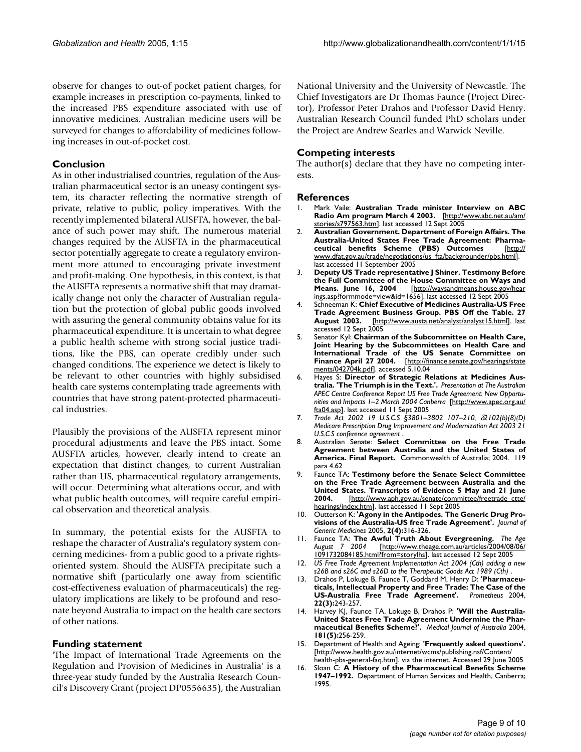observe for changes to out-of pocket patient charges, for example increases in prescription co-payments, linked to the increased PBS expenditure associated with use of innovative medicines. Australian medicine users will be surveyed for changes to affordability of medicines following increases in out-of-pocket cost.

## Conclusion

As in other industrialised countries, regulation of the Australian pharmaceutical sector is an uneasy contingent system, its character reflecting the normative strength of private, relative to public, policy imperatives. With the recently implemented bilateral AUSFTA, however, the balance of such power may shift. The numerous material changes required by the AUSFTA in the pharmaceutical sector potentially aggregate to create a regulatory environment more attuned to encouraging private investment and profit-making. One hypothesis, in this context, is that the AUSFTA represents a normative shift that may dramatically change not only the character of Australian regulation but the protection of global public goods involved with assuring the general community obtains value for its pharmaceutical expenditure. It is uncertain to what degree a public health scheme with strong social justice traditions, like the PBS, can operate credibly under such changed conditions. The experience we detect is likely to be relevant to other countries with highly subsidised health care systems contemplating trade agreements with countries that have strong patent-protected pharmaceutical industries.

Plausibly the provisions of the AUSFTA represent minor procedural adjustments and leave the PBS intact. Some AUSFTA articles, however, clearly intend to create an expectation that distinct changes, to current Australian rather than US, pharmaceutical regulatory arrangements, will occur. Determining what alterations occur, and with what public health outcomes, will require careful empirical observation and theoretical analysis.

In summary, the potential exists for the AUSFTA to reshape the character of Australia's regulatory system concerning medicines- from a public good to a private rights-oriented system. Should the AUSFTA precipitate such a normative shift (particularly one away from scientific cost-effectiveness evaluation of pharmaceuticals) the regulatory implications are likely to be profound and resonate beyond Australia to impact on the health care sectors of other nations.

## Funding statement

'The Impact of International Trade Agreements on the Regulation and Provision of Medicines in Australia' is a three-year study funded by the Australia Research Council's Discovery Grant (project DP0556635), the Australian National University and the University of Newcastle. The Chief Investigators are Dr Thomas Faunce (Project Director), Professor Peter Drahos and Professor David Henry. Australian Research Council funded PhD scholars under the Project are Andrew Searles and Warwick Neville.

## Competing interests

The author(s) declare that they have no competing interests.

## References

1. Mark Vaile: **Australian Trade minister Interview on ABC Radio Am program March 4 2003.** [http://www.abc.net.au/am/stories/s797563.htm]. last accessed 12 Sept 2005
2. **Australian Government. Department of Foreign Affairs. The Australia-United States Free Trade Agreement: Pharmaceutical benefits Scheme (PBS) Outcomes** [http://www.dfat.gov.au/trade/negotiations/us_fta/backgrounder/pbs.html]. last accessed 11 September 2005
3. **Deputy US Trade representative J Shiner. Testimony Before the Full Committee of the House Committee on Ways and Means. June 16, 2004** [http://waysandmeans.house.gov/hearings.asp?formmode=view&id=1656]. last accessed 12 Sept 2005
4. Schneeman K: **Chief Executive of Medicines Australia-US Free Trade Agreement Business Group. PBS Off the Table. 27 August 2003.** [http://www.austa.net/analyst/analyst15.html]. last accessed 12 Sept 2005
5. Senator Kyl: **Chairman of the Subcommittee on Health Care, Joint Hearing by the Subcommittees on Health Care and International Trade of the US Senate Committee on Finance April 27 2004.** [http://finance.senate.gov/hearings/statements/042704k.pdf]. accessed 5.10.04
6. Hayes S: **Director of Strategic Relations at Medicines Australia. 'The Triumph is in the Text.'.** *Presentation at The Australian APEC Centre Conference Report US Free Trade Agreement: New Opportunities and Impacts 1–2 March 2004 Canberra* [http://www.apec.org.au/fta04.asp]. last accessed 11 Sept 2005
7. *Trade Act 2002 19 U.S.C.S §3801–3802 107–210, δ2102(b)(8)(D) Medicare Prescription Drug Improvement and Modernization Act 2003 21 U.S.C.S conference agreement* .
8. Australian Senate: **Select Committee on the Free Trade Agreement between Australia and the United States of America. Final Report.** Commonwealth of Australia; 2004. 119 para 4.62
9. Faunce TA: **Testimony before the Senate Select Committee on the Free Trade Agreement between Australia and the United States. Transcripts of Evidence 5 May and 21 June 2004.** [http://www.aph.gov.au/senate/committee/freetrade_ctte/hearings/index.htm]. last accessed 11 Sept 2005
10. Outterson K: **'Agony in the Antipodes. The Generic Drug Provisions of the Australia-US free Trade Agreement'.** *Journal of Generic Medicines* 2005, **2(4):**316-326.
11. Faunce TA: **The Awful Truth About Evergreening.** *The Age August 7 2004* [http://www.theage.com.au/articles/2004/08/06/1091732084185.html?from=storylhs]. last accessed 12 Sept 2005
12. *US Free Trade Agreement Implementation Act 2004 (Cth) adding a new s26B and s26C and s26D to the Therapeutic Goods Act 1989 (Cth)* .
13. Drahos P, Lokuge B, Faunce T, Goddard M, Henry D: **'Pharmaceuticals, Intellectual Property and Free Trade: The Case of the US-Australia Free Trade Agreement'.** *Prometheus* 2004, **22(3):**243-257.
14. Harvey KJ, Faunce TA, Lokuge B, Drahos P: **'Will the Australia-United States Free Trade Agreement Undermine the Pharmaceutical Benefits Scheme?'.** *Medical Journal of Australia* 2004, **181(5):**256-259.
15. Department of Health and Ageing: **'Frequently asked questions'.** [http://www.health.gov.au/internet/wcms/publishing.nsf/Content/health-pbs-general-faq.htm]. via the internet. Accessed 29 June 2005
16. Sloan C: **A History of the Pharmaceutical Benefits Scheme 1947–1992.** Department of Human Services and Health, Canberra; 1995.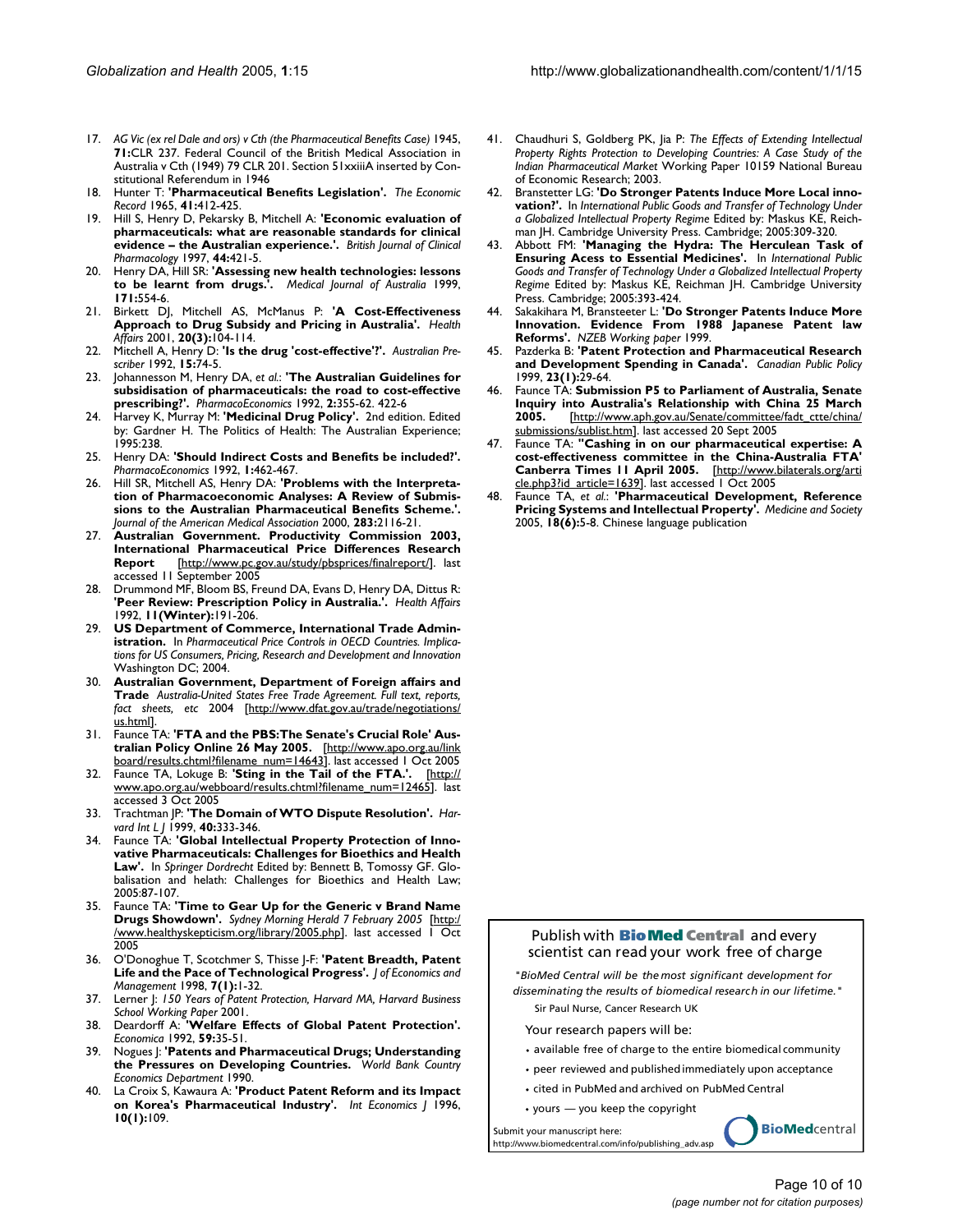17. *AG Vic (ex rel Dale and ors) v Cth (the Pharmaceutical Benefits Case)* 1945, **71:**CLR 237. Federal Council of the British Medical Association in Australia v Cth (1949) 79 CLR 201. Section 51xxiiiA inserted by Constitutional Referendum in 1946
18. Hunter T: **'Pharmaceutical Benefits Legislation'.** *The Economic Record* 1965, **41:**412-425.
19. Hill S, Henry D, Pekarsky B, Mitchell A: **'Economic evaluation of pharmaceuticals: what are reasonable standards for clinical evidence – the Australian experience.'.** *British Journal of Clinical Pharmacology* 1997, **44:**421-5.
20. Henry DA, Hill SR: **'Assessing new health technologies: lessons to be learnt from drugs.'.** *Medical Journal of Australia* 1999, **171:**554-6.
21. Birkett DJ, Mitchell AS, McManus P: **'A Cost-Effectiveness Approach to Drug Subsidy and Pricing in Australia'.** *Health Affairs* 2001, **20(3):**104-114.
22. Mitchell A, Henry D: **'Is the drug 'cost-effective'?'.** *Australian Prescriber* 1992, **15:**74-5.
23. Johannesson M, Henry DA, *et al.*: **'The Australian Guidelines for subsidisation of pharmaceuticals: the road to cost-effective prescribing?'.** *PharmacoEconomics* 1992, **2:**355-62. 422-6
24. Harvey K, Murray M: **'Medicinal Drug Policy'.** 2nd edition. Edited by: Gardner H. The Politics of Health: The Australian Experience; 1995:238.
25. Henry DA: **'Should Indirect Costs and Benefits be included?'.** *PharmacoEconomics* 1992, **1:**462-467.
26. Hill SR, Mitchell AS, Henry DA: **'Problems with the Interpretation of Pharmacoeconomic Analyses: A Review of Submissions to the Australian Pharmaceutical Benefits Scheme.'.** *Journal of the American Medical Association* 2000, **283:**2116-21.
27. **Australian Government. Productivity Commission 2003, International Pharmaceutical Price Differences Research Report** [http://www.pc.gov.au/study/pbsprices/finalreport/]. last accessed 11 September 2005
28. Drummond MF, Bloom BS, Freund DA, Evans D, Henry DA, Dittus R: **'Peer Review: Prescription Policy in Australia.'.** *Health Affairs* 1992, **11(Winter):**191-206.
29. **US Department of Commerce, International Trade Administration.** In *Pharmaceutical Price Controls in OECD Countries. Implications for US Consumers, Pricing, Research and Development and Innovation* Washington DC; 2004.
30. **Australian Government, Department of Foreign affairs and Trade** *Australia-United States Free Trade Agreement. Full text, reports, fact sheets, etc* 2004 [http://www.dfat.gov.au/trade/negotiations/us.html].
31. Faunce TA: **'FTA and the PBS:The Senate's Crucial Role' Australian Policy Online 26 May 2005.** [http://www.apo.org.au/linkboard/results.chtml?filename_num=14643]. last accessed 1 Oct 2005
32. Faunce TA, Lokuge B: **'Sting in the Tail of the FTA.'.** [http://www.apo.org.au/webboard/results.chtml?filename_num=12465]. last accessed 3 Oct 2005
33. Trachtman JP: **'The Domain of WTO Dispute Resolution'.** *Harvard Int L J* 1999, **40:**333-346.
34. Faunce TA: **'Global Intellectual Property Protection of Innovative Pharmaceuticals: Challenges for Bioethics and Health Law'.** In *Springer Dordrecht* Edited by: Bennett B, Tomossy GF. Globalisation and helath: Challenges for Bioethics and Health Law; 2005:87-107.
35. Faunce TA: **'Time to Gear Up for the Generic v Brand Name Drugs Showdown'.** *Sydney Morning Herald 7 February 2005* [http://www.healthyskepticism.org/library/2005.php]. last accessed 1 Oct 2005
36. O'Donoghue T, Scotchmer S, Thisse J-F: **'Patent Breadth, Patent Life and the Pace of Technological Progress'.** *J of Economics and Management* 1998, **7(1):**1-32.
37. Lerner J: *150 Years of Patent Protection, Harvard MA, Harvard Business School Working Paper* 2001.
38. Deardorff A: **'Welfare Effects of Global Patent Protection'.** *Economica* 1992, **59:**35-51.
39. Nogues J: **'Patents and Pharmaceutical Drugs; Understanding the Pressures on Developing Countries.** *World Bank Country Economics Department* 1990.
40. La Croix S, Kawaura A: **'Product Patent Reform and its Impact on Korea's Pharmaceutical Industry'.** *Int Economics J* 1996, **10(1):**109.
41. Chaudhuri S, Goldberg PK, Jia P: *The Effects of Extending Intellectual Property Rights Protection to Developing Countries: A Case Study of the Indian Pharmaceutical Market* Working Paper 10159 National Bureau of Economic Research; 2003.
42. Branstetter LG: **'Do Stronger Patents Induce More Local innovation?'.** In *International Public Goods and Transfer of Technology Under a Globalized Intellectual Property Regime* Edited by: Maskus KE, Reichman JH. Cambridge University Press. Cambridge; 2005:309-320.
43. Abbott FM: **'Managing the Hydra: The Herculean Task of Ensuring Acess to Essential Medicines'.** In *International Public Goods and Transfer of Technology Under a Globalized Intellectual Property Regime* Edited by: Maskus KE, Reichman JH. Cambridge University Press. Cambridge; 2005:393-424.
44. Sakakihara M, Bransteeter L: **'Do Stronger Patents Induce More Innovation. Evidence From 1988 Japanese Patent law Reforms'.** *NZEB Working paper* 1999.
45. Pazderka B: **'Patent Protection and Pharmaceutical Research and Development Spending in Canada'.** *Canadian Public Policy* 1999, **23(1):**29-64.
46. Faunce TA: **Submission P5 to Parliament of Australia, Senate Inquiry into Australia's Relationship with China 25 March 2005.** [http://www.aph.gov.au/Senate/committee/fadt_ctte/china/submissions/sublist.htm]. last accessed 20 Sept 2005
47. Faunce TA: **"Cashing in on our pharmaceutical expertise: A cost-effectiveness committee in the China-Australia FTA' Canberra Times 11 April 2005.** [http://www.bilaterals.org/article.php3?id_article=1639]. last accessed 1 Oct 2005
48. Faunce TA, *et al.*: **'Pharmaceutical Development, Reference Pricing Systems and Intellectual Property'.** *Medicine and Society* 2005, **18(6):**5-8. Chinese language publication

Publish with **BioMed Central** and every scientist can read your work free of charge

*"BioMed Central will be the most significant development for disseminating the results of biomedical research in our lifetime."*

Sir Paul Nurse, Cancer Research UK

Your research papers will be:

- available free of charge to the entire biomedical community
- peer reviewed and published immediately upon acceptance
- cited in PubMed and archived on PubMed Central
- yours — you keep the copyright

Submit your manuscript here:
http://www.biomedcentral.com/info/publishing_adv.asp

BioMedcentral